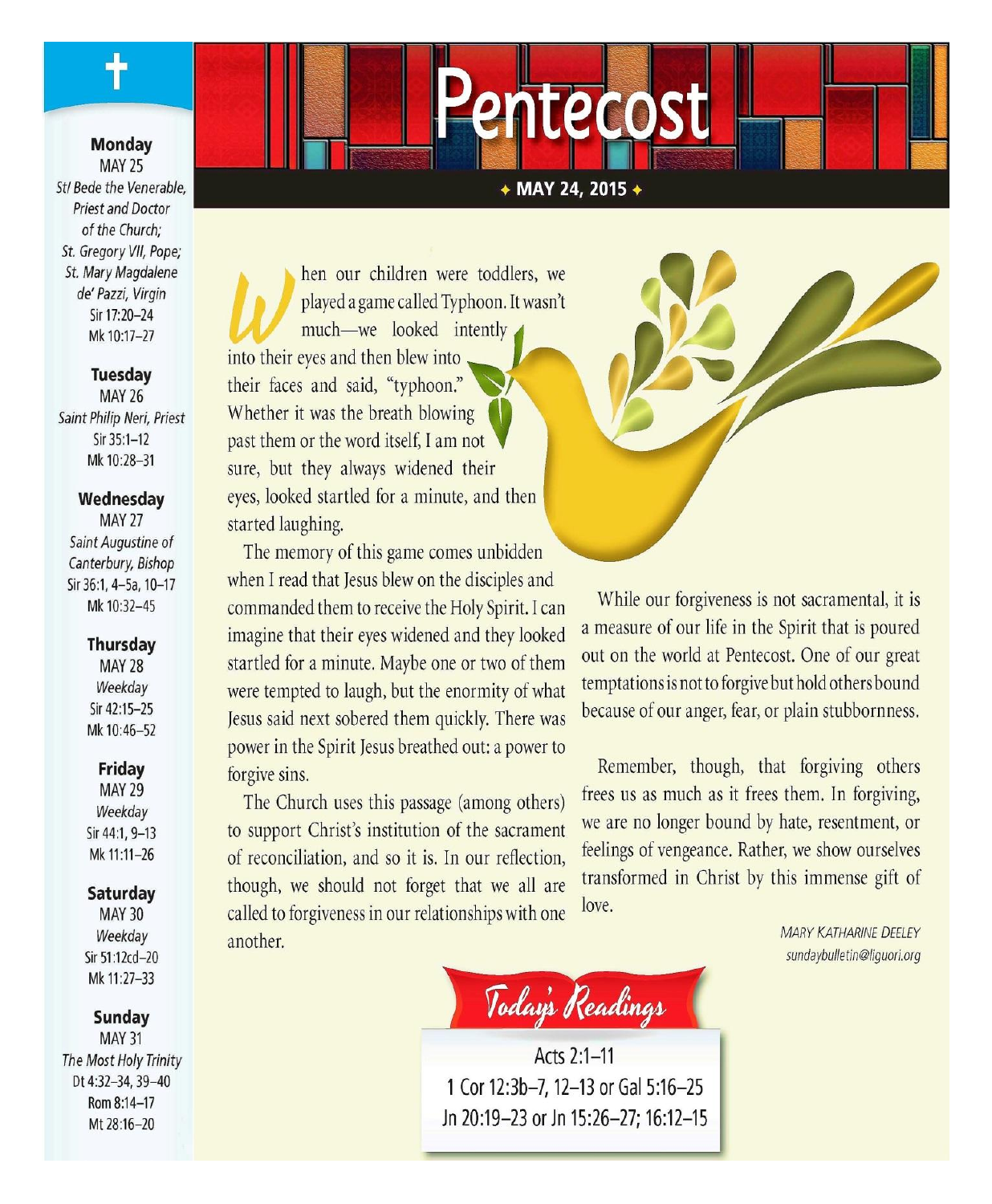# Pentecost

✦ MAY 24, 2015 ✦

When our children were toddlers, we played a game called Typhoon. It wasn't much—we looked intently into their eyes and then blew into their faces and said, "typhoon." Whether it was the breath blowing past them or the word itself, I am not sure, but they always widened their eyes, looked startled for a minute, and then started laughing.

The memory of this game comes unbidden when I read that Jesus blew on the disciples and commanded them to receive the Holy Spirit. I can imagine that their eyes widened and they looked startled for a minute. Maybe one or two of them were tempted to laugh, but the enormity of what Jesus said next sobered them quickly. There was power in the Spirit Jesus breathed out: a power to forgive sins.

The Church uses this passage (among others) to support Christ's institution of the sacrament of reconciliation, and so it is. In our reflection, though, we should not forget that we all are called to forgiveness in our relationships with one another.

While our forgiveness is not sacramental, it is a measure of our life in the Spirit that is poured out on the world at Pentecost. One of our great temptations is not to forgive but hold others bound because of our anger, fear, or plain stubbornness.

Remember, though, that forgiving others frees us as much as it frees them. In forgiving, we are no longer bound by hate, resentment, or feelings of vengeance. Rather, we show ourselves transformed in Christ by this immense gift of love.

*MARY KATHARINE DEELEY*
*sundaybulletin@liguori.org*

## Today's Readings

Acts 2:1–11
1 Cor 12:3b–7, 12–13 or Gal 5:16–25
Jn 20:19–23 or Jn 15:26–27; 16:12–15

---

**Monday**
MAY 25
*St/ Bede the Venerable, Priest and Doctor of the Church; St. Gregory VII, Pope; St. Mary Magdalene de' Pazzi, Virgin*
Sir 17:20–24
Mk 10:17–27

**Tuesday**
MAY 26
*Saint Philip Neri, Priest*
Sir 35:1–12
Mk 10:28–31

**Wednesday**
MAY 27
*Saint Augustine of Canterbury, Bishop*
Sir 36:1, 4–5a, 10–17
Mk 10:32–45

**Thursday**
MAY 28
*Weekday*
Sir 42:15–25
Mk 10:46–52

**Friday**
MAY 29
*Weekday*
Sir 44:1, 9–13
Mk 11:11–26

**Saturday**
MAY 30
*Weekday*
Sir 51:12cd–20
Mk 11:27–33

**Sunday**
MAY 31
*The Most Holy Trinity*
Dt 4:32–34, 39–40
Rom 8:14–17
Mt 28:16–20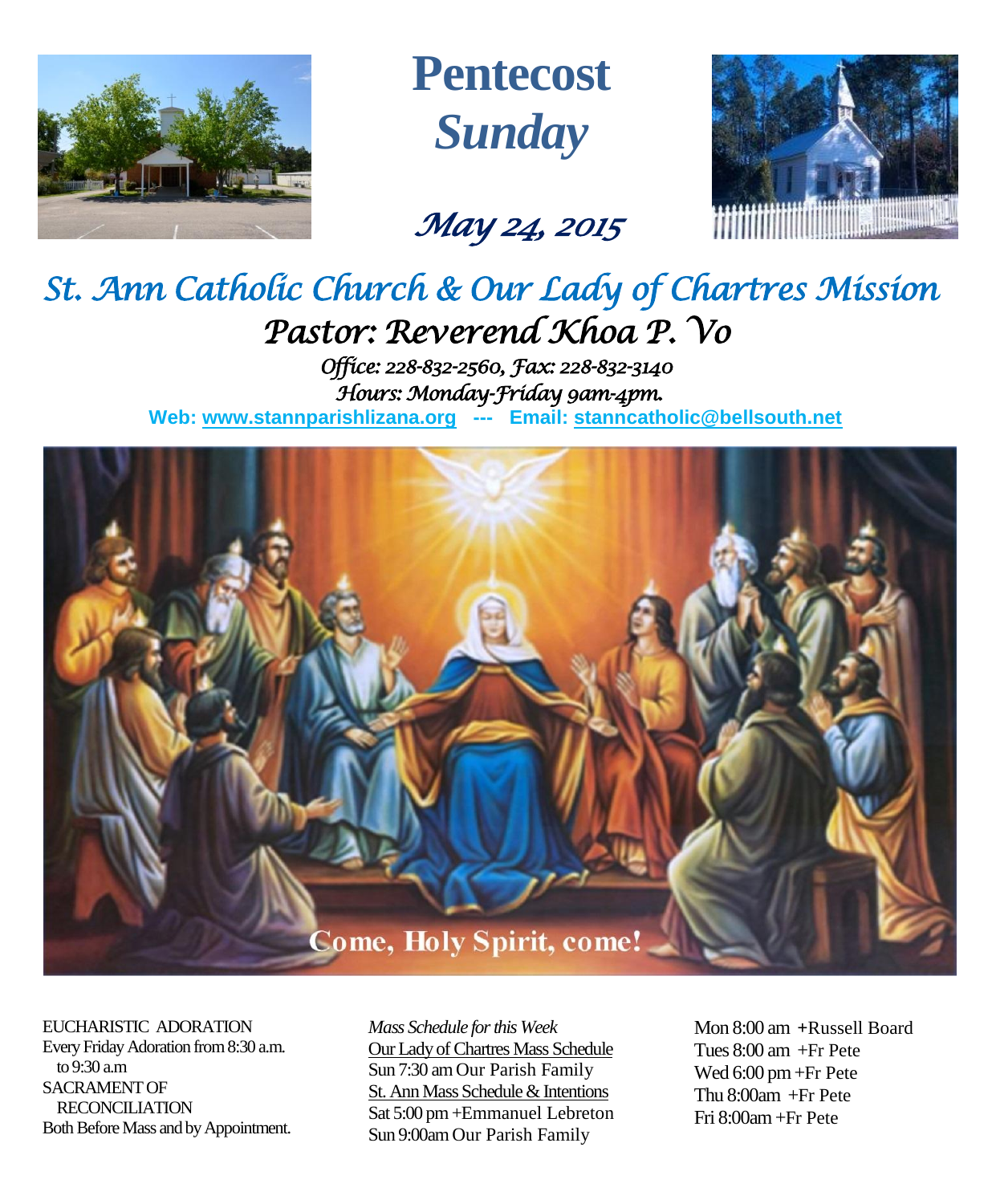# Pentecost *Sunday*

*May 24, 2015*

## *St. Ann Catholic Church & Our Lady of Chartres Mission*

### *Pastor: Reverend Khoa P. Vo*

*Office: 228-832-2560, Fax: 228-832-3140*
*Hours: Monday-Friday 9am-4pm.*

**Web: www.stannparishlizana.org --- Email: stanncatholic@bellsouth.net**

Come, Holy Spirit, come!

EUCHARISTIC ADORATION
Every Friday Adoration from 8:30 a.m. to 9:30 a.m
SACRAMENT OF RECONCILIATION
Both Before Mass and by Appointment.

*Mass Schedule for this Week*
Our Lady of Chartres Mass Schedule
Sun 7:30 am Our Parish Family
St. Ann Mass Schedule & Intentions
Sat 5:00 pm +Emmanuel Lebreton
Sun 9:00am Our Parish Family

Mon 8:00 am +Russell Board
Tues 8:00 am +Fr Pete
Wed 6:00 pm +Fr Pete
Thu 8:00am +Fr Pete
Fri 8:00am +Fr Pete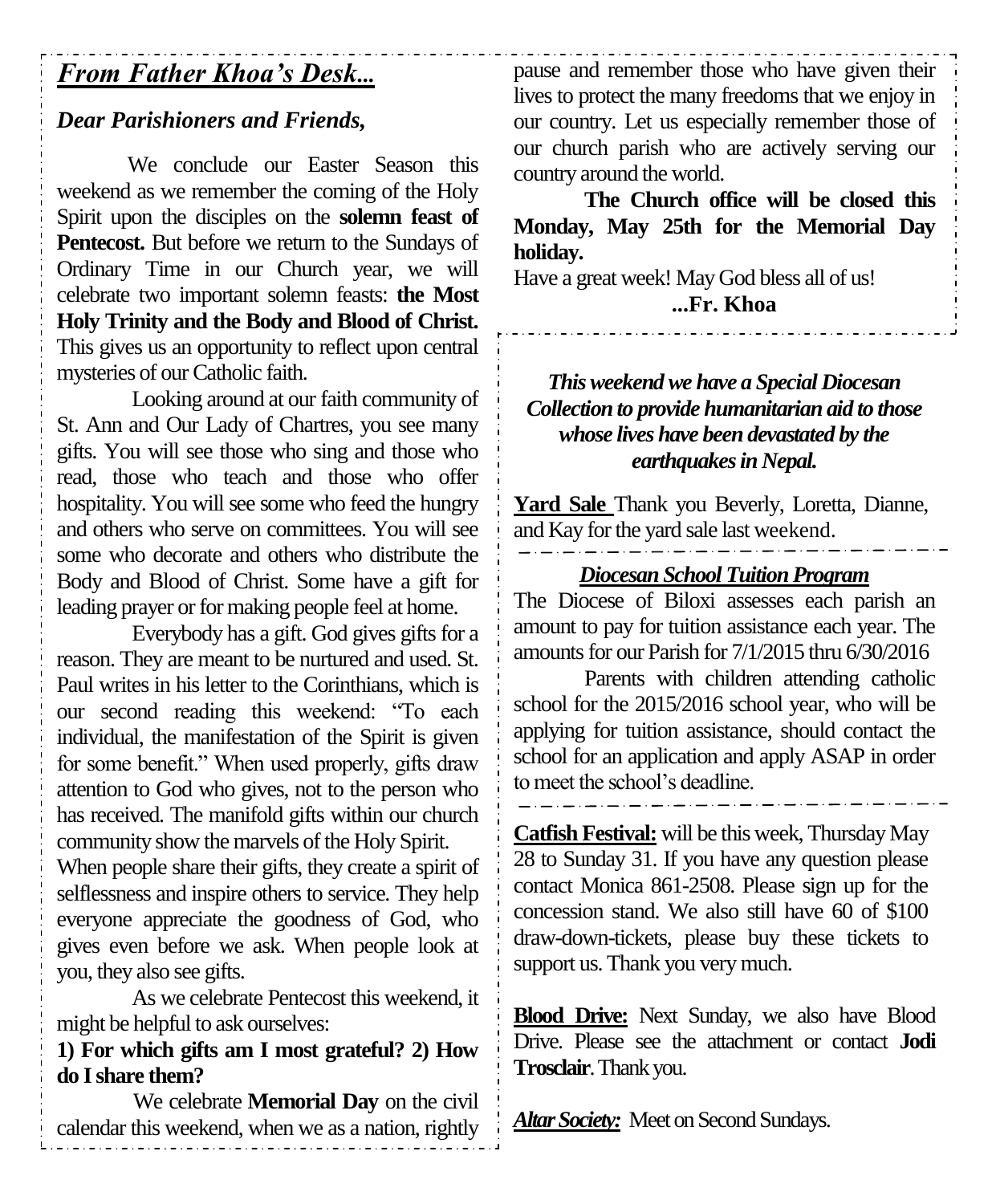## *From Father Khoa's Desk...*

***Dear Parishioners and Friends,***

We conclude our Easter Season this weekend as we remember the coming of the Holy Spirit upon the disciples on the **solemn feast of Pentecost.** But before we return to the Sundays of Ordinary Time in our Church year, we will celebrate two important solemn feasts: **the Most Holy Trinity and the Body and Blood of Christ.** This gives us an opportunity to reflect upon central mysteries of our Catholic faith.

Looking around at our faith community of St. Ann and Our Lady of Chartres, you see many gifts. You will see those who sing and those who read, those who teach and those who offer hospitality. You will see some who feed the hungry and others who serve on committees. You will see some who decorate and others who distribute the Body and Blood of Christ. Some have a gift for leading prayer or for making people feel at home.

Everybody has a gift. God gives gifts for a reason. They are meant to be nurtured and used. St. Paul writes in his letter to the Corinthians, which is our second reading this weekend: "To each individual, the manifestation of the Spirit is given for some benefit." When used properly, gifts draw attention to God who gives, not to the person who has received. The manifold gifts within our church community show the marvels of the Holy Spirit.

When people share their gifts, they create a spirit of selflessness and inspire others to service. They help everyone appreciate the goodness of God, who gives even before we ask. When people look at you, they also see gifts.

As we celebrate Pentecost this weekend, it might be helpful to ask ourselves:

**1) For which gifts am I most grateful? 2) How do I share them?**

We celebrate **Memorial Day** on the civil calendar this weekend, when we as a nation, rightly pause and remember those who have given their lives to protect the many freedoms that we enjoy in our country. Let us especially remember those of our church parish who are actively serving our country around the world.

**The Church office will be closed this Monday, May 25th for the Memorial Day holiday.**

Have a great week! May God bless all of us!

**...Fr. Khoa**

***This weekend we have a Special Diocesan Collection to provide humanitarian aid to those whose lives have been devastated by the earthquakes in Nepal.***

**Yard Sale** Thank you Beverly, Loretta, Dianne, and Kay for the yard sale last weekend.

---

***Diocesan School Tuition Program***

The Diocese of Biloxi assesses each parish an amount to pay for tuition assistance each year. The amounts for our Parish for 7/1/2015 thru 6/30/2016

Parents with children attending catholic school for the 2015/2016 school year, who will be applying for tuition assistance, should contact the school for an application and apply ASAP in order to meet the school's deadline.

---

**Catfish Festival:** will be this week, Thursday May 28 to Sunday 31. If you have any question please contact Monica 861-2508. Please sign up for the concession stand. We also still have 60 of $100 draw-down-tickets, please buy these tickets to support us. Thank you very much.

**Blood Drive:** Next Sunday, we also have Blood Drive. Please see the attachment or contact **Jodi Trosclair**. Thank you.

***Altar Society:*** Meet on Second Sundays.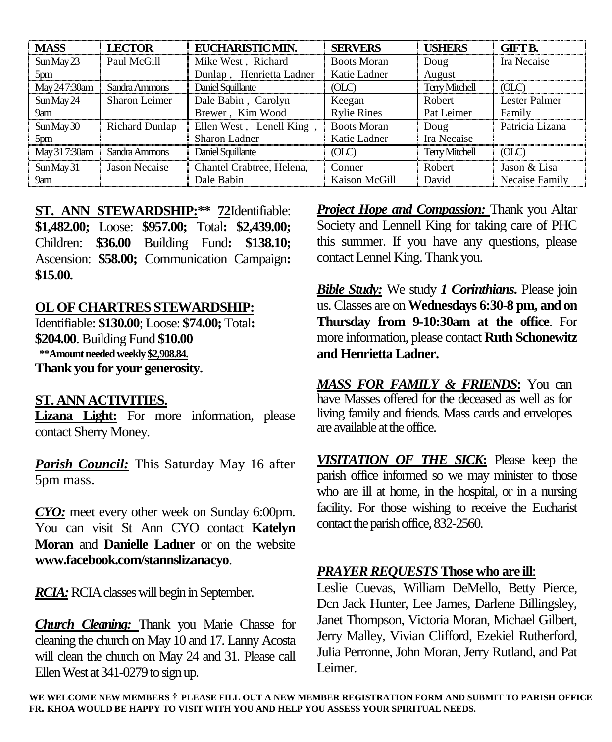| MASS | LECTOR | EUCHARISTIC MIN. | SERVERS | USHERS | GIFT B. |
|---|---|---|---|---|---|
| Sun May 23 5pm | Paul McGill | Mike West , Richard Dunlap , Henrietta Ladner | Boots Moran Katie Ladner | Doug August | Ira Necaise |
| May 24 7:30am | Sandra Ammons | Daniel Squillante | (OLC) | Terry Mitchell | (OLC) |
| Sun May 24 9am | Sharon Leimer | Dale Babin , Carolyn Brewer , Kim Wood | Keegan Rylie Rines | Robert Pat Leimer | Lester Palmer Family |
| Sun May 30 5pm | Richard Dunlap | Ellen West , Lenell King , Sharon Ladner | Boots Moran Katie Ladner | Doug Ira Necaise | Patricia Lizana |
| May 31 7:30am | Sandra Ammons | Daniel Squillante | (OLC) | Terry Mitchell | (OLC) |
| Sun May 31 9am | Jason Necaise | Chantel Crabtree, Helena, Dale Babin | Conner Kaison McGill | Robert David | Jason & Lisa Necaise Family |

**ST. ANN STEWARDSHIP:\*\* 72** Identifiable: **$1,482.00;** Loose: **$957.00;** Total**: $2,439.00;** Children: **$36.00** Building Fund**: $138.10;** Ascension: **$58.00;** Communication Campaign**: $15.00.**

**OL OF CHARTRES STEWARDSHIP:**
Identifiable: **$130.00**; Loose: **$74.00;** Total**: $204.00**. Building Fund **$10.00**
**\*\*Amount needed weekly $2,908.84.**
**Thank you for your generosity.**

**ST. ANN ACTIVITIES.**
**Lizana Light:** For more information, please contact Sherry Money.

***Parish Council:*** This Saturday May 16 after 5pm mass.

***CYO:*** meet every other week on Sunday 6:00pm. You can visit St Ann CYO contact **Katelyn Moran** and **Danielle Ladner** or on the website **www.facebook.com/stannslizanacyo**.

***RCIA:*** RCIA classes will begin in September.

***Church Cleaning:*** Thank you Marie Chasse for cleaning the church on May 10 and 17. Lanny Acosta will clean the church on May 24 and 31. Please call Ellen West at 341-0279 to sign up.

***Project Hope and Compassion:*** Thank you Altar Society and Lennell King for taking care of PHC this summer. If you have any questions, please contact Lennel King. Thank you.

***Bible Study:*** We study ***1 Corinthians.*** Please join us. Classes are on **Wednesdays 6:30-8 pm, and on Thursday from 9-10:30am at the office**. For more information, please contact **Ruth Schonewitz and Henrietta Ladner.**

***MASS FOR FAMILY & FRIENDS*:** You can have Masses offered for the deceased as well as for living family and friends. Mass cards and envelopes are available at the office.

***VISITATION OF THE SICK*:** Please keep the parish office informed so we may minister to those who are ill at home, in the hospital, or in a nursing facility. For those wishing to receive the Eucharist contact the parish office, 832-2560.

***PRAYER REQUESTS* Those who are ill**:
Leslie Cuevas, William DeMello, Betty Pierce, Dcn Jack Hunter, Lee James, Darlene Billingsley, Janet Thompson, Victoria Moran, Michael Gilbert, Jerry Malley, Vivian Clifford, Ezekiel Rutherford, Julia Perronne, John Moran, Jerry Rutland, and Pat Leimer.

**WE WELCOME NEW MEMBERS † PLEASE FILL OUT A NEW MEMBER REGISTRATION FORM AND SUBMIT TO PARISH OFFICE FR. KHOA WOULD BE HAPPY TO VISIT WITH YOU AND HELP YOU ASSESS YOUR SPIRITUAL NEEDS.**